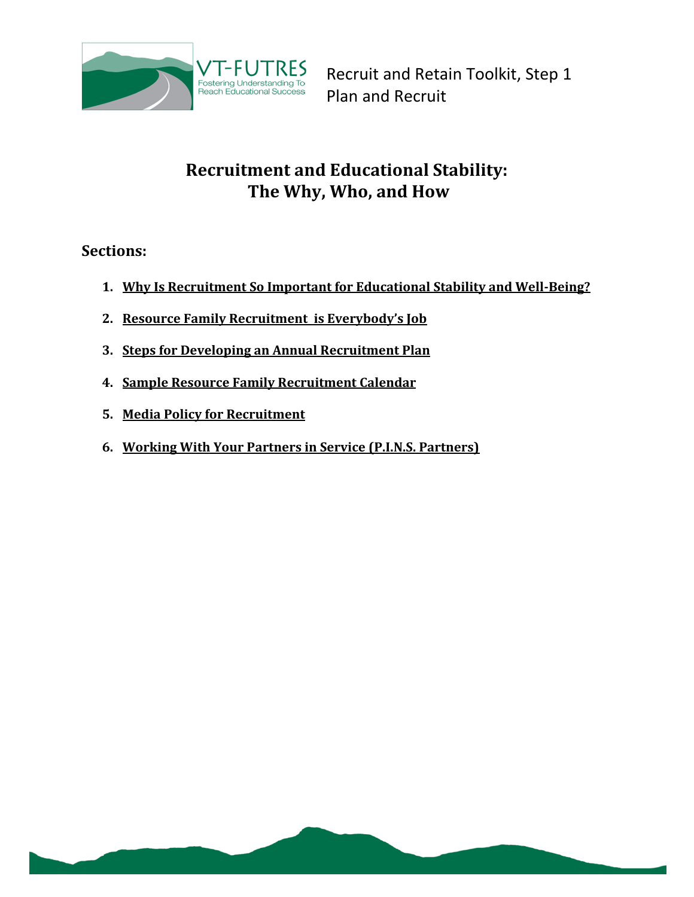VT-FUTRES
Fostering Understanding To Reach Educational Success

Recruit and Retain Toolkit, Step 1
Plan and Recruit

# Recruitment and Educational Stability: The Why, Who, and How

## Sections:

1. **Why Is Recruitment So Important for Educational Stability and Well-Being?**
2. **Resource Family Recruitment is Everybody's Job**
3. **Steps for Developing an Annual Recruitment Plan**
4. **Sample Resource Family Recruitment Calendar**
5. **Media Policy for Recruitment**
6. **Working With Your Partners in Service (P.I.N.S. Partners)**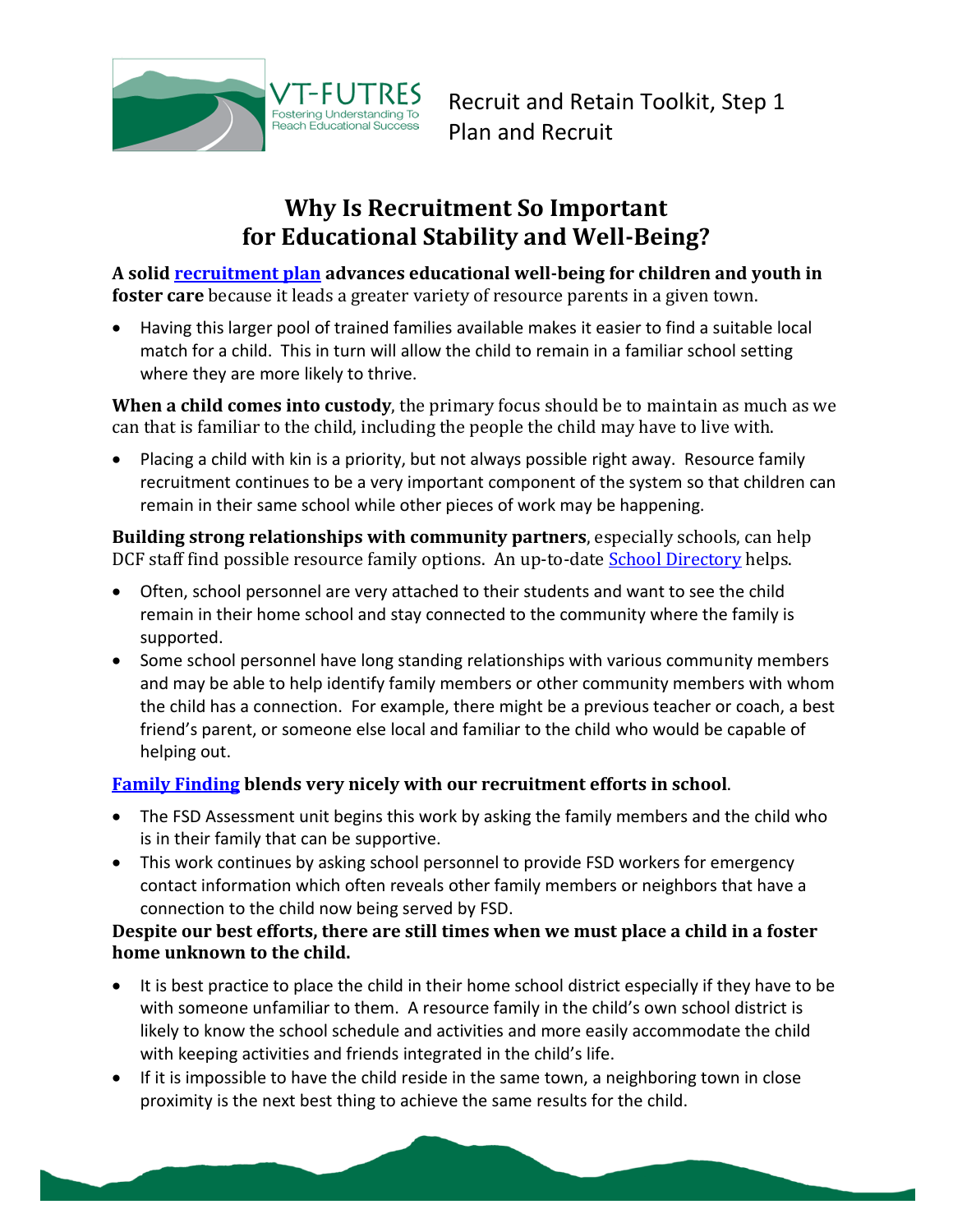Recruit and Retain Toolkit, Step 1
Plan and Recruit

# Why Is Recruitment So Important for Educational Stability and Well-Being?

**A solid recruitment plan advances educational well-being for children and youth in foster care** because it leads a greater variety of resource parents in a given town.

- Having this larger pool of trained families available makes it easier to find a suitable local match for a child. This in turn will allow the child to remain in a familiar school setting where they are more likely to thrive.

**When a child comes into custody**, the primary focus should be to maintain as much as we can that is familiar to the child, including the people the child may have to live with.

- Placing a child with kin is a priority, but not always possible right away. Resource family recruitment continues to be a very important component of the system so that children can remain in their same school while other pieces of work may be happening.

**Building strong relationships with community partners**, especially schools, can help DCF staff find possible resource family options. An up-to-date School Directory helps.

- Often, school personnel are very attached to their students and want to see the child remain in their home school and stay connected to the community where the family is supported.
- Some school personnel have long standing relationships with various community members and may be able to help identify family members or other community members with whom the child has a connection. For example, there might be a previous teacher or coach, a best friend's parent, or someone else local and familiar to the child who would be capable of helping out.

**Family Finding blends very nicely with our recruitment efforts in school**.

- The FSD Assessment unit begins this work by asking the family members and the child who is in their family that can be supportive.
- This work continues by asking school personnel to provide FSD workers for emergency contact information which often reveals other family members or neighbors that have a connection to the child now being served by FSD.

**Despite our best efforts, there are still times when we must place a child in a foster home unknown to the child.**

- It is best practice to place the child in their home school district especially if they have to be with someone unfamiliar to them. A resource family in the child's own school district is likely to know the school schedule and activities and more easily accommodate the child with keeping activities and friends integrated in the child's life.
- If it is impossible to have the child reside in the same town, a neighboring town in close proximity is the next best thing to achieve the same results for the child.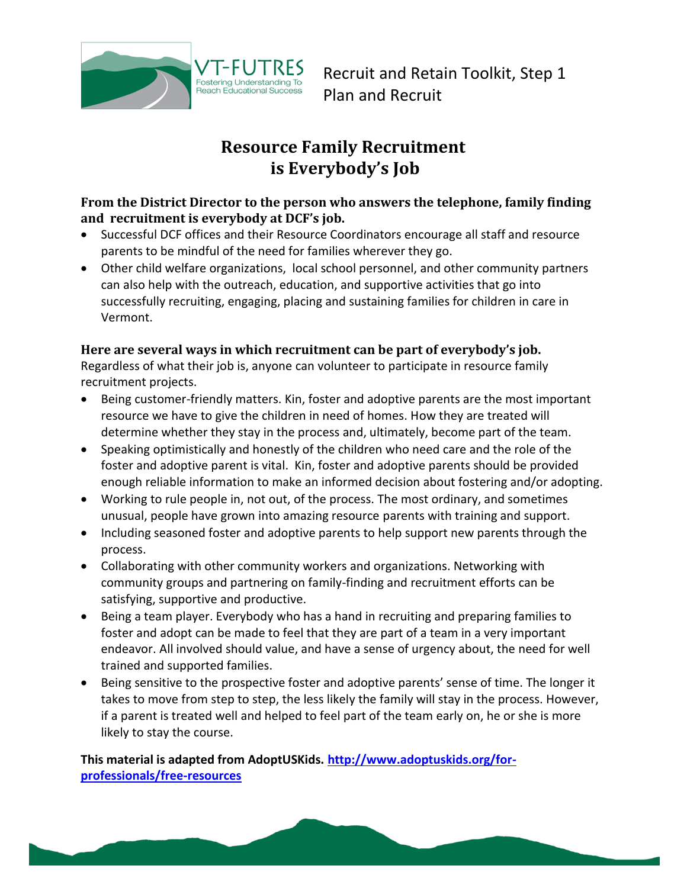VT-FUTRES Fostering Understanding To Reach Educational Success

Recruit and Retain Toolkit, Step 1
Plan and Recruit

# Resource Family Recruitment is Everybody's Job

**From the District Director to the person who answers the telephone, family finding and recruitment is everybody at DCF's job.**

- Successful DCF offices and their Resource Coordinators encourage all staff and resource parents to be mindful of the need for families wherever they go.
- Other child welfare organizations, local school personnel, and other community partners can also help with the outreach, education, and supportive activities that go into successfully recruiting, engaging, placing and sustaining families for children in care in Vermont.

**Here are several ways in which recruitment can be part of everybody's job.**
Regardless of what their job is, anyone can volunteer to participate in resource family recruitment projects.

- Being customer-friendly matters. Kin, foster and adoptive parents are the most important resource we have to give the children in need of homes. How they are treated will determine whether they stay in the process and, ultimately, become part of the team.
- Speaking optimistically and honestly of the children who need care and the role of the foster and adoptive parent is vital. Kin, foster and adoptive parents should be provided enough reliable information to make an informed decision about fostering and/or adopting.
- Working to rule people in, not out, of the process. The most ordinary, and sometimes unusual, people have grown into amazing resource parents with training and support.
- Including seasoned foster and adoptive parents to help support new parents through the process.
- Collaborating with other community workers and organizations. Networking with community groups and partnering on family-finding and recruitment efforts can be satisfying, supportive and productive.
- Being a team player. Everybody who has a hand in recruiting and preparing families to foster and adopt can be made to feel that they are part of a team in a very important endeavor. All involved should value, and have a sense of urgency about, the need for well trained and supported families.
- Being sensitive to the prospective foster and adoptive parents' sense of time. The longer it takes to move from step to step, the less likely the family will stay in the process. However, if a parent is treated well and helped to feel part of the team early on, he or she is more likely to stay the course.

**This material is adapted from AdoptUSKids. [http://www.adoptuskids.org/for-professionals/free-resources](http://www.adoptuskids.org/for-professionals/free-resources)**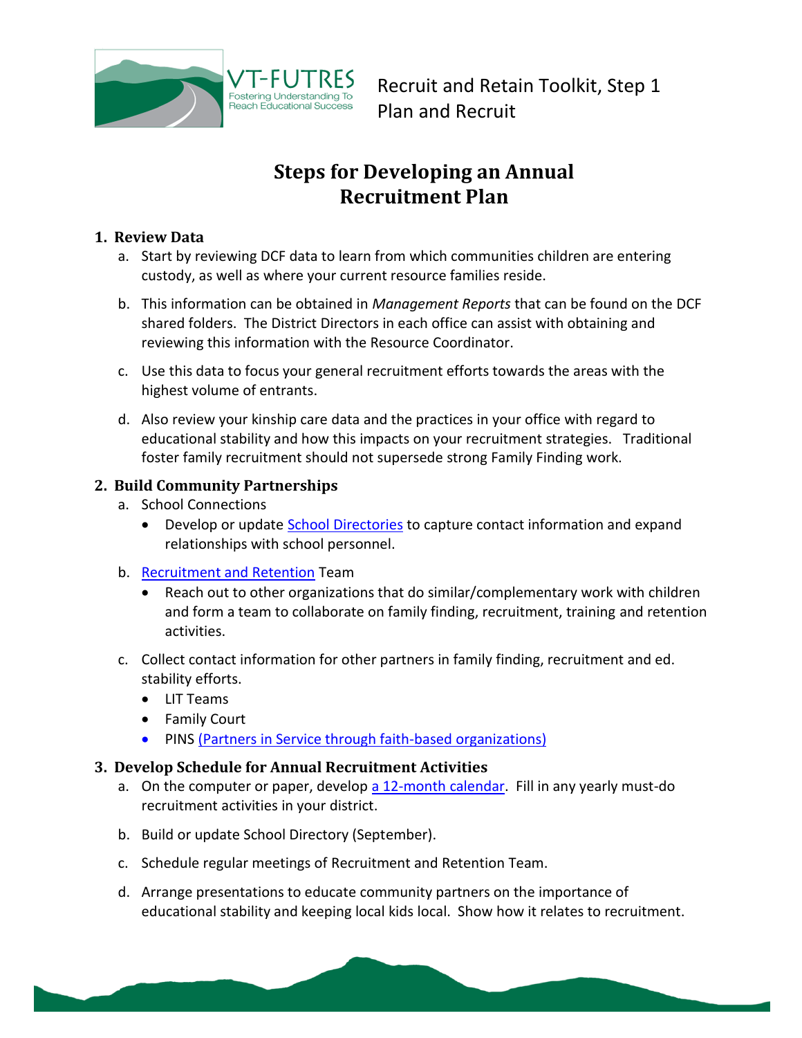Recruit and Retain Toolkit, Step 1
Plan and Recruit

# Steps for Developing an Annual Recruitment Plan

1. **Review Data**
   a. Start by reviewing DCF data to learn from which communities children are entering custody, as well as where your current resource families reside.

   b. This information can be obtained in *Management Reports* that can be found on the DCF shared folders. The District Directors in each office can assist with obtaining and reviewing this information with the Resource Coordinator.

   c. Use this data to focus your general recruitment efforts towards the areas with the highest volume of entrants.

   d. Also review your kinship care data and the practices in your office with regard to educational stability and how this impacts on your recruitment strategies. Traditional foster family recruitment should not supersede strong Family Finding work.

2. **Build Community Partnerships**
   a. School Connections
      - Develop or update School Directories to capture contact information and expand relationships with school personnel.

   b. Recruitment and Retention Team
      - Reach out to other organizations that do similar/complementary work with children and form a team to collaborate on family finding, recruitment, training and retention activities.

   c. Collect contact information for other partners in family finding, recruitment and ed. stability efforts.
      - LIT Teams
      - Family Court
      - PINS (Partners in Service through faith-based organizations)

3. **Develop Schedule for Annual Recruitment Activities**
   a. On the computer or paper, develop a 12-month calendar. Fill in any yearly must-do recruitment activities in your district.

   b. Build or update School Directory (September).

   c. Schedule regular meetings of Recruitment and Retention Team.

   d. Arrange presentations to educate community partners on the importance of educational stability and keeping local kids local. Show how it relates to recruitment.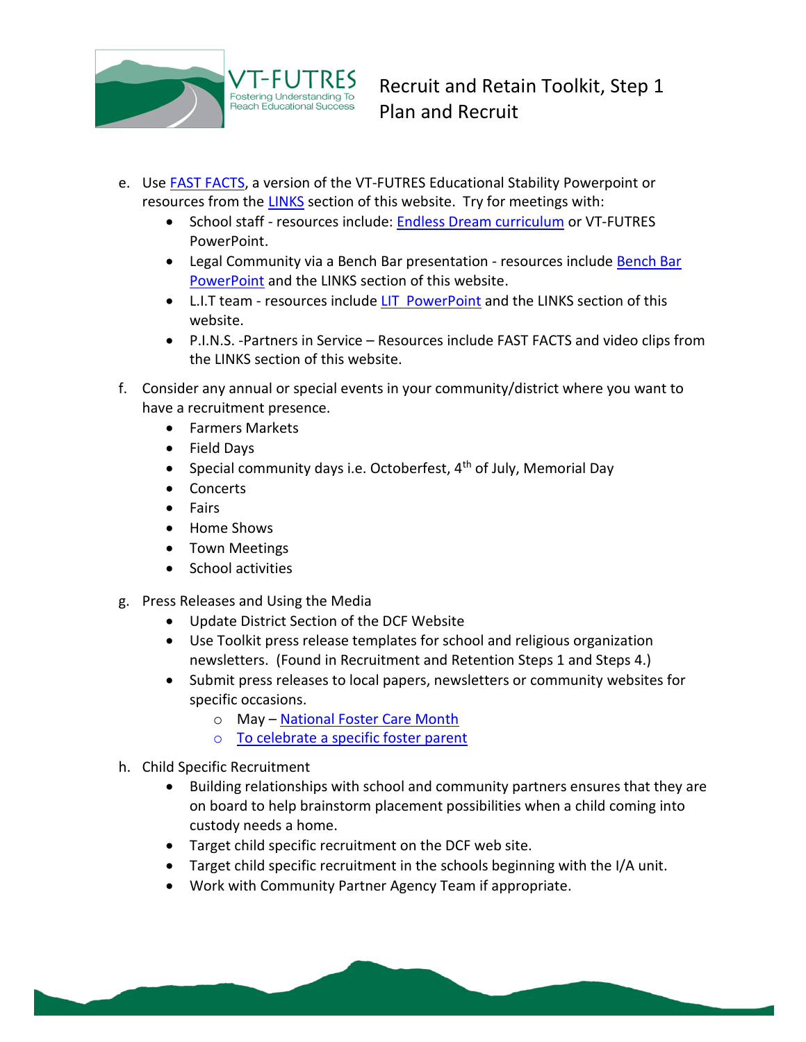e. Use FAST FACTS, a version of the VT-FUTRES Educational Stability Powerpoint or resources from the LINKS section of this website. Try for meetings with:
   - School staff - resources include: Endless Dream curriculum or VT-FUTRES PowerPoint.
   - Legal Community via a Bench Bar presentation - resources include Bench Bar PowerPoint and the LINKS section of this website.
   - L.I.T team - resources include LIT PowerPoint and the LINKS section of this website.
   - P.I.N.S. -Partners in Service – Resources include FAST FACTS and video clips from the LINKS section of this website.

f. Consider any annual or special events in your community/district where you want to have a recruitment presence.
   - Farmers Markets
   - Field Days
   - Special community days i.e. Octoberfest, 4th of July, Memorial Day
   - Concerts
   - Fairs
   - Home Shows
   - Town Meetings
   - School activities

g. Press Releases and Using the Media
   - Update District Section of the DCF Website
   - Use Toolkit press release templates for school and religious organization newsletters. (Found in Recruitment and Retention Steps 1 and Steps 4.)
   - Submit press releases to local papers, newsletters or community websites for specific occasions.
     - May – National Foster Care Month
     - To celebrate a specific foster parent

h. Child Specific Recruitment
   - Building relationships with school and community partners ensures that they are on board to help brainstorm placement possibilities when a child coming into custody needs a home.
   - Target child specific recruitment on the DCF web site.
   - Target child specific recruitment in the schools beginning with the I/A unit.
   - Work with Community Partner Agency Team if appropriate.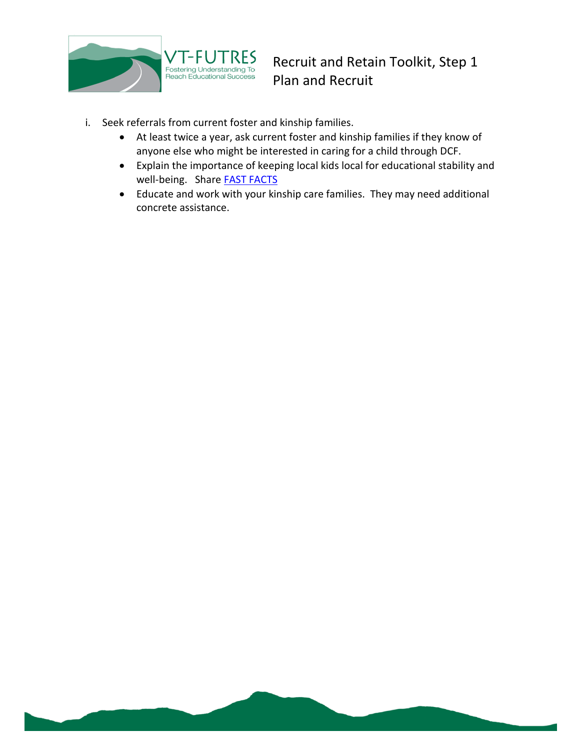i. Seek referrals from current foster and kinship families.
   - At least twice a year, ask current foster and kinship families if they know of anyone else who might be interested in caring for a child through DCF.
   - Explain the importance of keeping local kids local for educational stability and well-being. Share FAST FACTS
   - Educate and work with your kinship care families. They may need additional concrete assistance.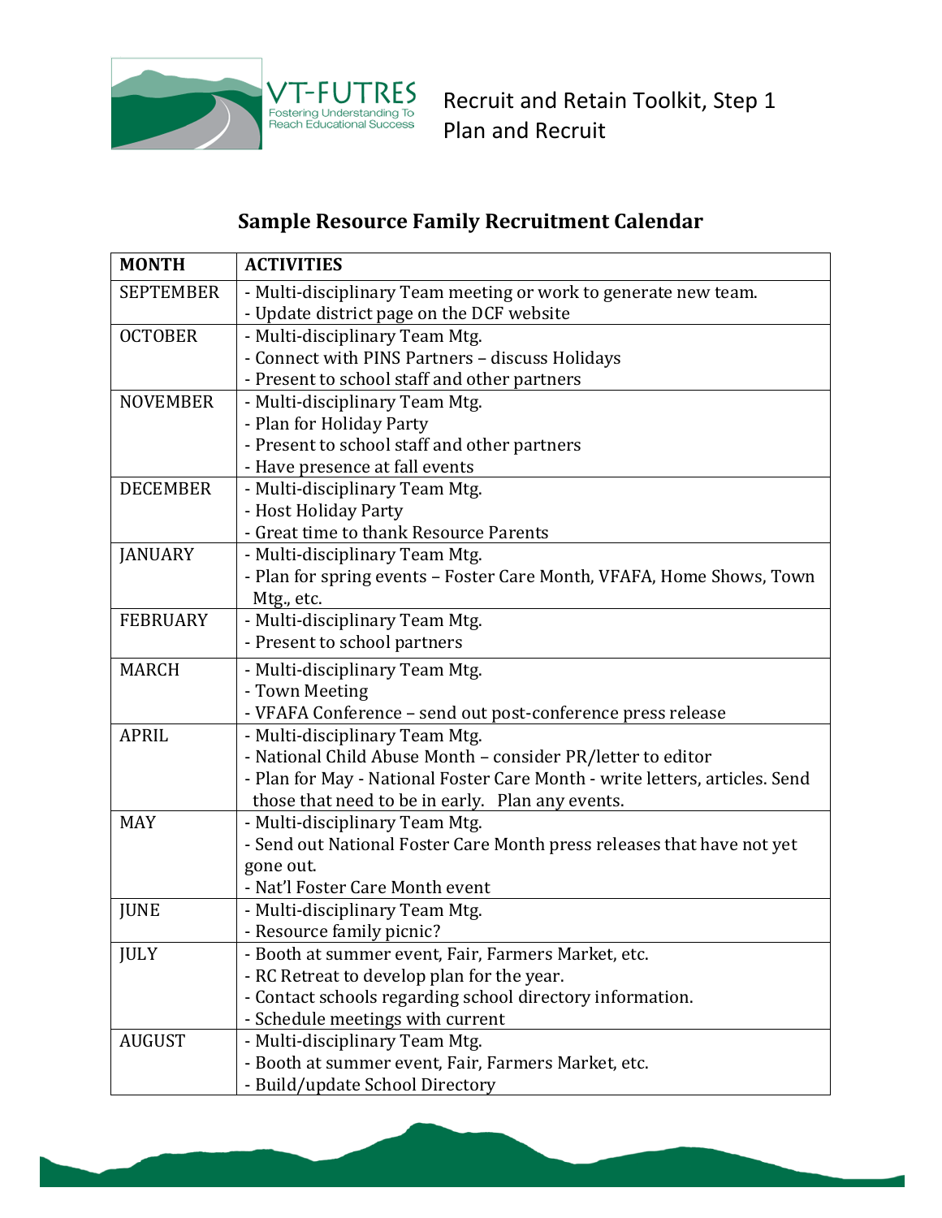Recruit and Retain Toolkit, Step 1
Plan and Recruit

## Sample Resource Family Recruitment Calendar

| MONTH | ACTIVITIES |
|---|---|
| SEPTEMBER | - Multi-disciplinary Team meeting or work to generate new team.<br>- Update district page on the DCF website |
| OCTOBER | - Multi-disciplinary Team Mtg.<br>- Connect with PINS Partners – discuss Holidays<br>- Present to school staff and other partners |
| NOVEMBER | - Multi-disciplinary Team Mtg.<br>- Plan for Holiday Party<br>- Present to school staff and other partners<br>- Have presence at fall events |
| DECEMBER | - Multi-disciplinary Team Mtg.<br>- Host Holiday Party<br>- Great time to thank Resource Parents |
| JANUARY | - Multi-disciplinary Team Mtg.<br>- Plan for spring events – Foster Care Month, VFAFA, Home Shows, Town Mtg., etc. |
| FEBRUARY | - Multi-disciplinary Team Mtg.<br>- Present to school partners |
| MARCH | - Multi-disciplinary Team Mtg.<br>- Town Meeting<br>- VFAFA Conference – send out post-conference press release |
| APRIL | - Multi-disciplinary Team Mtg.<br>- National Child Abuse Month – consider PR/letter to editor<br>- Plan for May - National Foster Care Month - write letters, articles. Send those that need to be in early. Plan any events. |
| MAY | - Multi-disciplinary Team Mtg.<br>- Send out National Foster Care Month press releases that have not yet gone out.<br>- Nat'l Foster Care Month event |
| JUNE | - Multi-disciplinary Team Mtg.<br>- Resource family picnic? |
| JULY | - Booth at summer event, Fair, Farmers Market, etc.<br>- RC Retreat to develop plan for the year.<br>- Contact schools regarding school directory information.<br>- Schedule meetings with current |
| AUGUST | - Multi-disciplinary Team Mtg.<br>- Booth at summer event, Fair, Farmers Market, etc.<br>- Build/update School Directory |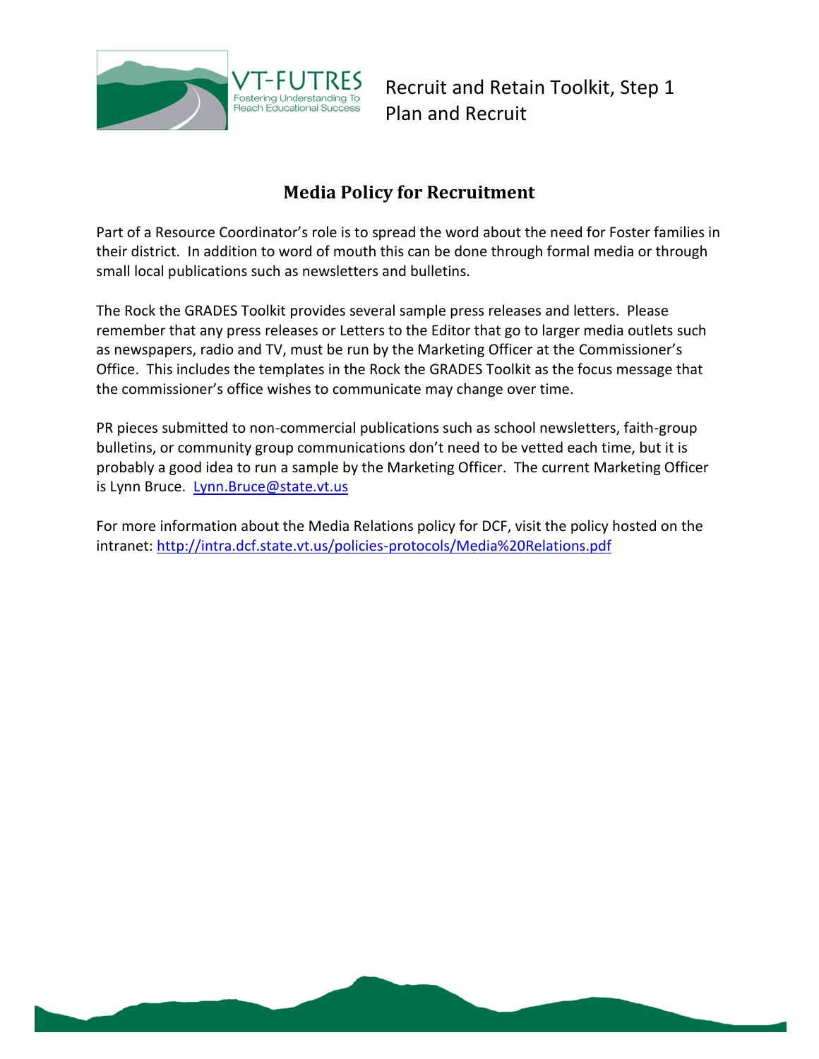VT-FUTRES
Fostering Understanding To Reach Educational Success

Recruit and Retain Toolkit, Step 1
Plan and Recruit

## Media Policy for Recruitment

Part of a Resource Coordinator's role is to spread the word about the need for Foster families in their district. In addition to word of mouth this can be done through formal media or through small local publications such as newsletters and bulletins.

The Rock the GRADES Toolkit provides several sample press releases and letters. Please remember that any press releases or Letters to the Editor that go to larger media outlets such as newspapers, radio and TV, must be run by the Marketing Officer at the Commissioner's Office. This includes the templates in the Rock the GRADES Toolkit as the focus message that the commissioner's office wishes to communicate may change over time.

PR pieces submitted to non-commercial publications such as school newsletters, faith-group bulletins, or community group communications don't need to be vetted each time, but it is probably a good idea to run a sample by the Marketing Officer. The current Marketing Officer is Lynn Bruce. [Lynn.Bruce@state.vt.us](mailto:Lynn.Bruce@state.vt.us)

For more information about the Media Relations policy for DCF, visit the policy hosted on the intranet: [http://intra.dcf.state.vt.us/policies-protocols/Media%20Relations.pdf](http://intra.dcf.state.vt.us/policies-protocols/Media%20Relations.pdf)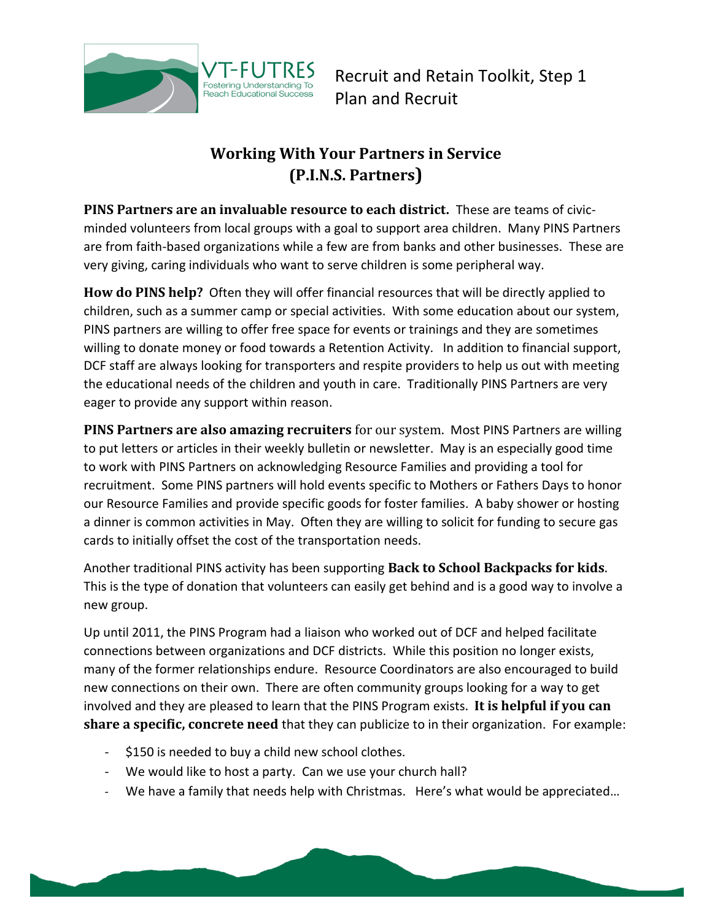VT-FUTRES
Fostering Understanding To Reach Educational Success

Recruit and Retain Toolkit, Step 1
Plan and Recruit

## Working With Your Partners in Service (P.I.N.S. Partners)

**PINS Partners are an invaluable resource to each district.** These are teams of civic-minded volunteers from local groups with a goal to support area children. Many PINS Partners are from faith-based organizations while a few are from banks and other businesses. These are very giving, caring individuals who want to serve children is some peripheral way.

**How do PINS help?** Often they will offer financial resources that will be directly applied to children, such as a summer camp or special activities. With some education about our system, PINS partners are willing to offer free space for events or trainings and they are sometimes willing to donate money or food towards a Retention Activity. In addition to financial support, DCF staff are always looking for transporters and respite providers to help us out with meeting the educational needs of the children and youth in care. Traditionally PINS Partners are very eager to provide any support within reason.

**PINS Partners are also amazing recruiters** for our system. Most PINS Partners are willing to put letters or articles in their weekly bulletin or newsletter. May is an especially good time to work with PINS Partners on acknowledging Resource Families and providing a tool for recruitment. Some PINS partners will hold events specific to Mothers or Fathers Days to honor our Resource Families and provide specific goods for foster families. A baby shower or hosting a dinner is common activities in May. Often they are willing to solicit for funding to secure gas cards to initially offset the cost of the transportation needs.

Another traditional PINS activity has been supporting **Back to School Backpacks for kids**. This is the type of donation that volunteers can easily get behind and is a good way to involve a new group.

Up until 2011, the PINS Program had a liaison who worked out of DCF and helped facilitate connections between organizations and DCF districts. While this position no longer exists, many of the former relationships endure. Resource Coordinators are also encouraged to build new connections on their own. There are often community groups looking for a way to get involved and they are pleased to learn that the PINS Program exists. **It is helpful if you can share a specific, concrete need** that they can publicize to in their organization. For example:

- $150 is needed to buy a child new school clothes.
- We would like to host a party. Can we use your church hall?
- We have a family that needs help with Christmas. Here's what would be appreciated…